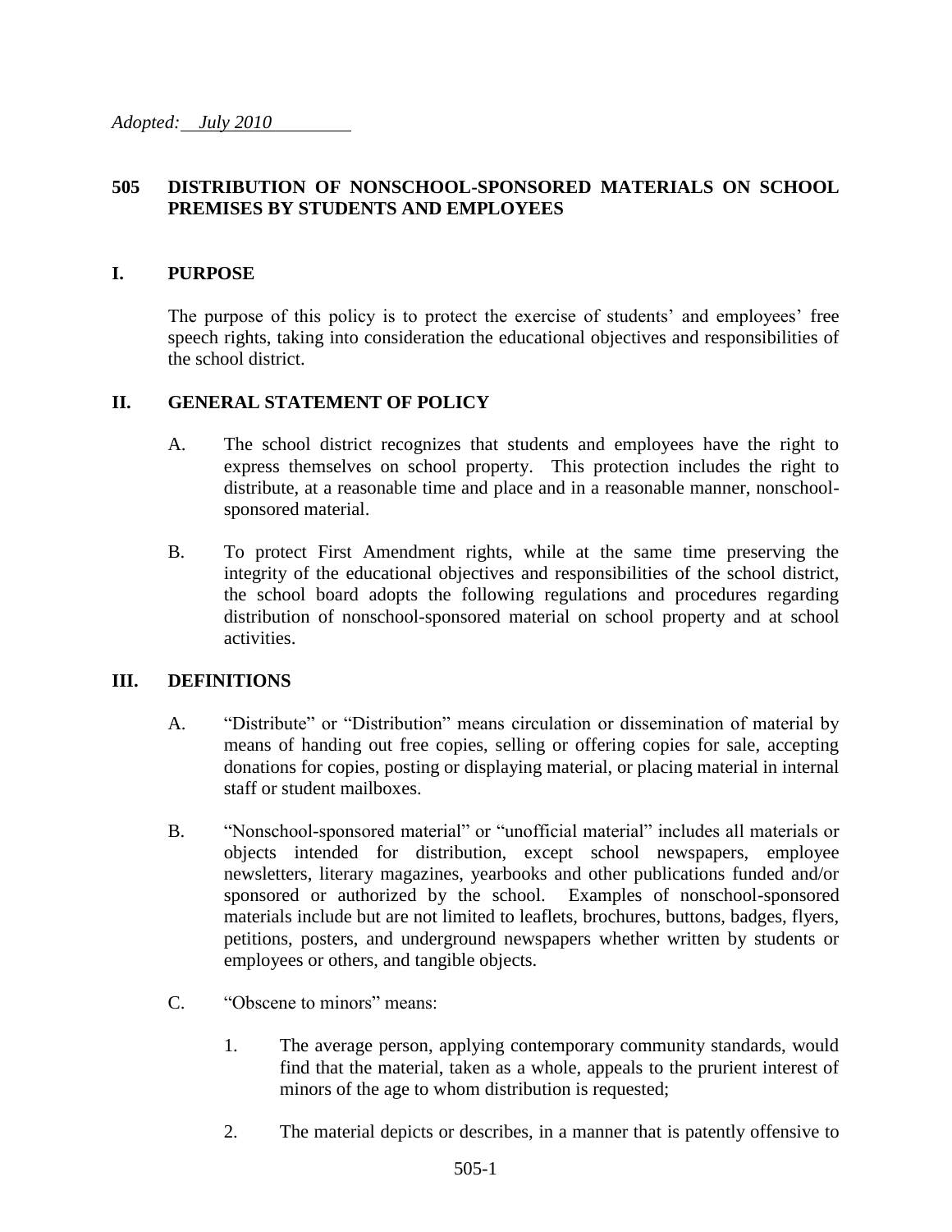*Adopted: July 2010*

## 505 DISTRIBUTION OF NONSCHOOL-SPONSORED MATERIALS ON SCHOOL PREMISES BY STUDENTS AND EMPLOYEES

### I. PURPOSE

The purpose of this policy is to protect the exercise of students' and employees' free speech rights, taking into consideration the educational objectives and responsibilities of the school district.

### II. GENERAL STATEMENT OF POLICY

A. The school district recognizes that students and employees have the right to express themselves on school property. This protection includes the right to distribute, at a reasonable time and place and in a reasonable manner, nonschool-sponsored material.

B. To protect First Amendment rights, while at the same time preserving the integrity of the educational objectives and responsibilities of the school district, the school board adopts the following regulations and procedures regarding distribution of nonschool-sponsored material on school property and at school activities.

### III. DEFINITIONS

A. "Distribute" or "Distribution" means circulation or dissemination of material by means of handing out free copies, selling or offering copies for sale, accepting donations for copies, posting or displaying material, or placing material in internal staff or student mailboxes.

B. "Nonschool-sponsored material" or "unofficial material" includes all materials or objects intended for distribution, except school newspapers, employee newsletters, literary magazines, yearbooks and other publications funded and/or sponsored or authorized by the school. Examples of nonschool-sponsored materials include but are not limited to leaflets, brochures, buttons, badges, flyers, petitions, posters, and underground newspapers whether written by students or employees or others, and tangible objects.

C. "Obscene to minors" means:

1. The average person, applying contemporary community standards, would find that the material, taken as a whole, appeals to the prurient interest of minors of the age to whom distribution is requested;

2. The material depicts or describes, in a manner that is patently offensive to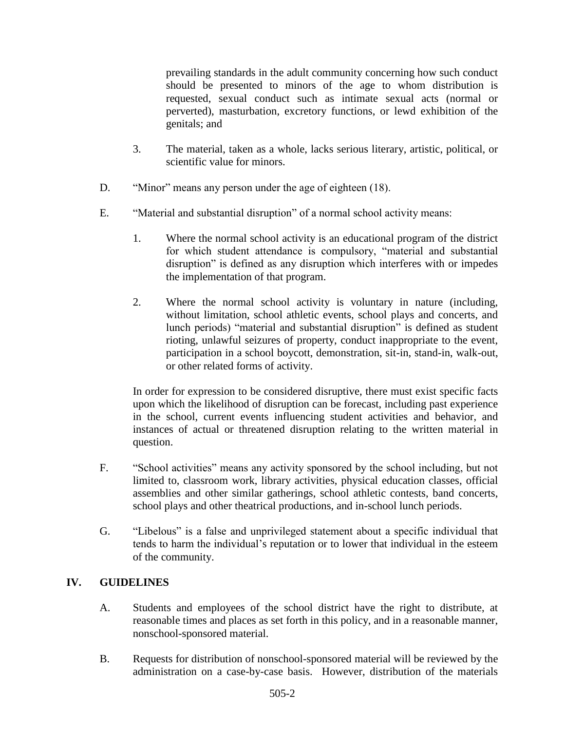prevailing standards in the adult community concerning how such conduct should be presented to minors of the age to whom distribution is requested, sexual conduct such as intimate sexual acts (normal or perverted), masturbation, excretory functions, or lewd exhibition of the genitals; and

3. The material, taken as a whole, lacks serious literary, artistic, political, or scientific value for minors.

D. "Minor" means any person under the age of eighteen (18).

E. "Material and substantial disruption" of a normal school activity means:

1. Where the normal school activity is an educational program of the district for which student attendance is compulsory, "material and substantial disruption" is defined as any disruption which interferes with or impedes the implementation of that program.

2. Where the normal school activity is voluntary in nature (including, without limitation, school athletic events, school plays and concerts, and lunch periods) "material and substantial disruption" is defined as student rioting, unlawful seizures of property, conduct inappropriate to the event, participation in a school boycott, demonstration, sit-in, stand-in, walk-out, or other related forms of activity.

In order for expression to be considered disruptive, there must exist specific facts upon which the likelihood of disruption can be forecast, including past experience in the school, current events influencing student activities and behavior, and instances of actual or threatened disruption relating to the written material in question.

F. "School activities" means any activity sponsored by the school including, but not limited to, classroom work, library activities, physical education classes, official assemblies and other similar gatherings, school athletic contests, band concerts, school plays and other theatrical productions, and in-school lunch periods.

G. "Libelous" is a false and unprivileged statement about a specific individual that tends to harm the individual's reputation or to lower that individual in the esteem of the community.

## IV. GUIDELINES

A. Students and employees of the school district have the right to distribute, at reasonable times and places as set forth in this policy, and in a reasonable manner, nonschool-sponsored material.

B. Requests for distribution of nonschool-sponsored material will be reviewed by the administration on a case-by-case basis. However, distribution of the materials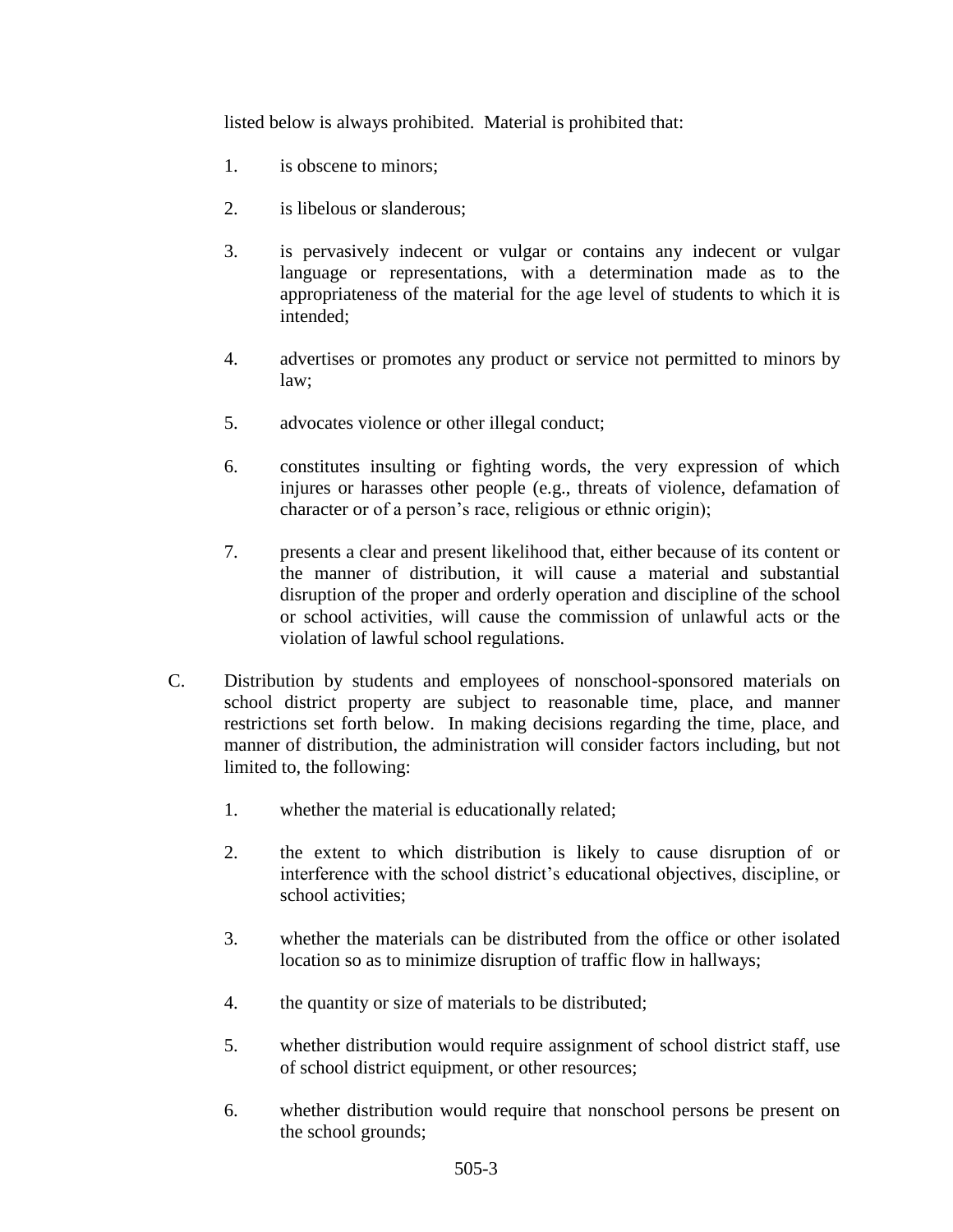listed below is always prohibited. Material is prohibited that:

1. is obscene to minors;
2. is libelous or slanderous;
3. is pervasively indecent or vulgar or contains any indecent or vulgar language or representations, with a determination made as to the appropriateness of the material for the age level of students to which it is intended;
4. advertises or promotes any product or service not permitted to minors by law;
5. advocates violence or other illegal conduct;
6. constitutes insulting or fighting words, the very expression of which injures or harasses other people (e.g., threats of violence, defamation of character or of a person's race, religious or ethnic origin);
7. presents a clear and present likelihood that, either because of its content or the manner of distribution, it will cause a material and substantial disruption of the proper and orderly operation and discipline of the school or school activities, will cause the commission of unlawful acts or the violation of lawful school regulations.

C. Distribution by students and employees of nonschool-sponsored materials on school district property are subject to reasonable time, place, and manner restrictions set forth below. In making decisions regarding the time, place, and manner of distribution, the administration will consider factors including, but not limited to, the following:

1. whether the material is educationally related;
2. the extent to which distribution is likely to cause disruption of or interference with the school district's educational objectives, discipline, or school activities;
3. whether the materials can be distributed from the office or other isolated location so as to minimize disruption of traffic flow in hallways;
4. the quantity or size of materials to be distributed;
5. whether distribution would require assignment of school district staff, use of school district equipment, or other resources;
6. whether distribution would require that nonschool persons be present on the school grounds;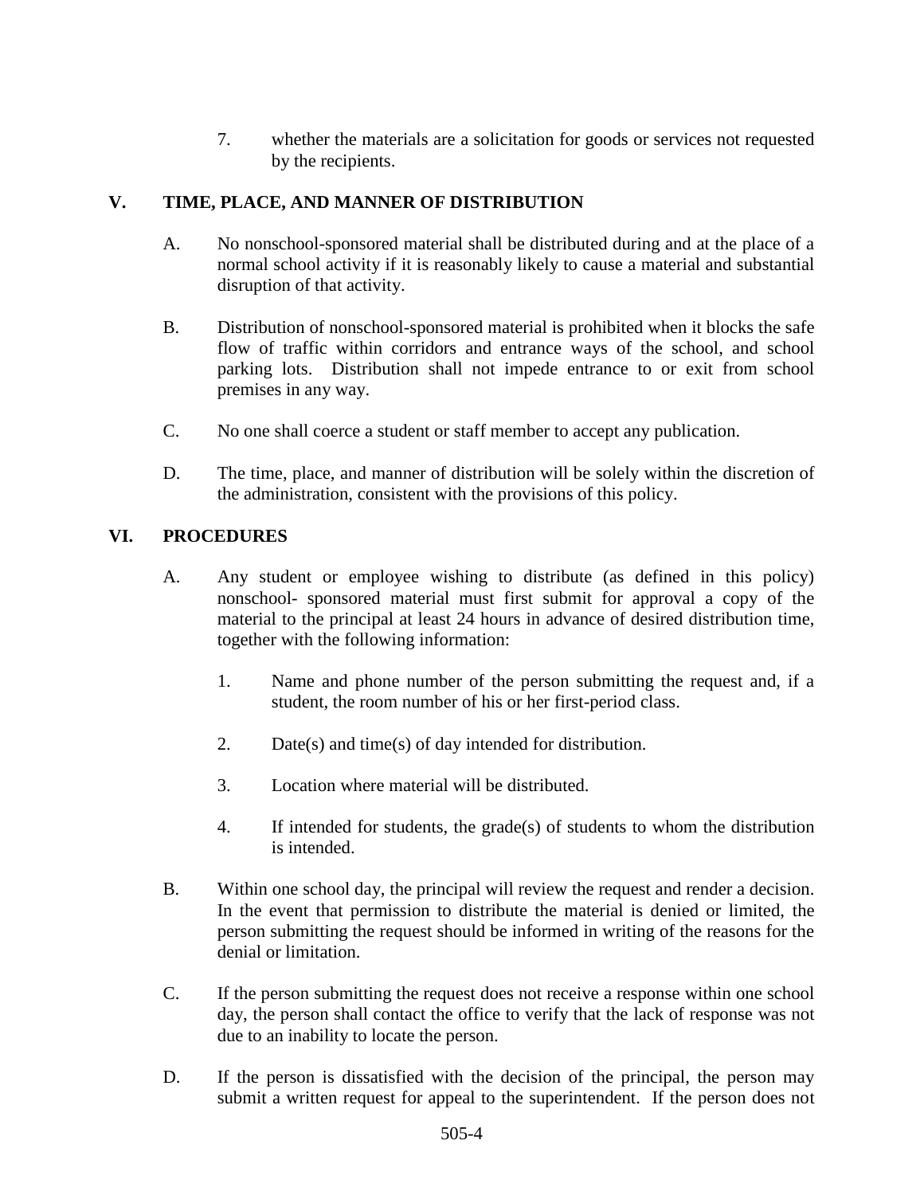7. whether the materials are a solicitation for goods or services not requested by the recipients.

## V. TIME, PLACE, AND MANNER OF DISTRIBUTION

A. No nonschool-sponsored material shall be distributed during and at the place of a normal school activity if it is reasonably likely to cause a material and substantial disruption of that activity.

B. Distribution of nonschool-sponsored material is prohibited when it blocks the safe flow of traffic within corridors and entrance ways of the school, and school parking lots. Distribution shall not impede entrance to or exit from school premises in any way.

C. No one shall coerce a student or staff member to accept any publication.

D. The time, place, and manner of distribution will be solely within the discretion of the administration, consistent with the provisions of this policy.

## VI. PROCEDURES

A. Any student or employee wishing to distribute (as defined in this policy) nonschool- sponsored material must first submit for approval a copy of the material to the principal at least 24 hours in advance of desired distribution time, together with the following information:

   1. Name and phone number of the person submitting the request and, if a student, the room number of his or her first-period class.

   2. Date(s) and time(s) of day intended for distribution.

   3. Location where material will be distributed.

   4. If intended for students, the grade(s) of students to whom the distribution is intended.

B. Within one school day, the principal will review the request and render a decision. In the event that permission to distribute the material is denied or limited, the person submitting the request should be informed in writing of the reasons for the denial or limitation.

C. If the person submitting the request does not receive a response within one school day, the person shall contact the office to verify that the lack of response was not due to an inability to locate the person.

D. If the person is dissatisfied with the decision of the principal, the person may submit a written request for appeal to the superintendent. If the person does not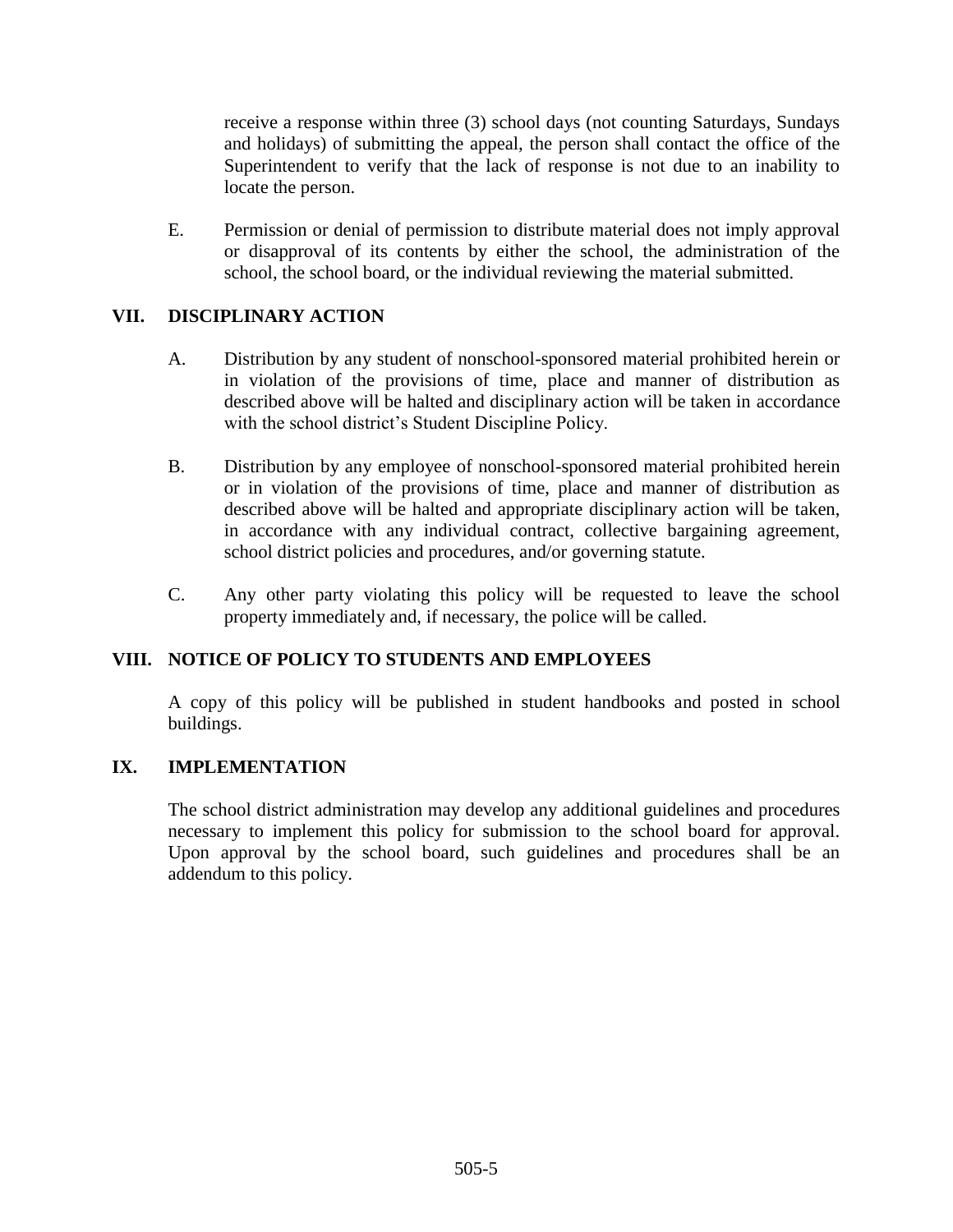receive a response within three (3) school days (not counting Saturdays, Sundays and holidays) of submitting the appeal, the person shall contact the office of the Superintendent to verify that the lack of response is not due to an inability to locate the person.

E. Permission or denial of permission to distribute material does not imply approval or disapproval of its contents by either the school, the administration of the school, the school board, or the individual reviewing the material submitted.

## VII. DISCIPLINARY ACTION

A. Distribution by any student of nonschool-sponsored material prohibited herein or in violation of the provisions of time, place and manner of distribution as described above will be halted and disciplinary action will be taken in accordance with the school district's Student Discipline Policy.

B. Distribution by any employee of nonschool-sponsored material prohibited herein or in violation of the provisions of time, place and manner of distribution as described above will be halted and appropriate disciplinary action will be taken, in accordance with any individual contract, collective bargaining agreement, school district policies and procedures, and/or governing statute.

C. Any other party violating this policy will be requested to leave the school property immediately and, if necessary, the police will be called.

## VIII. NOTICE OF POLICY TO STUDENTS AND EMPLOYEES

A copy of this policy will be published in student handbooks and posted in school buildings.

## IX. IMPLEMENTATION

The school district administration may develop any additional guidelines and procedures necessary to implement this policy for submission to the school board for approval. Upon approval by the school board, such guidelines and procedures shall be an addendum to this policy.